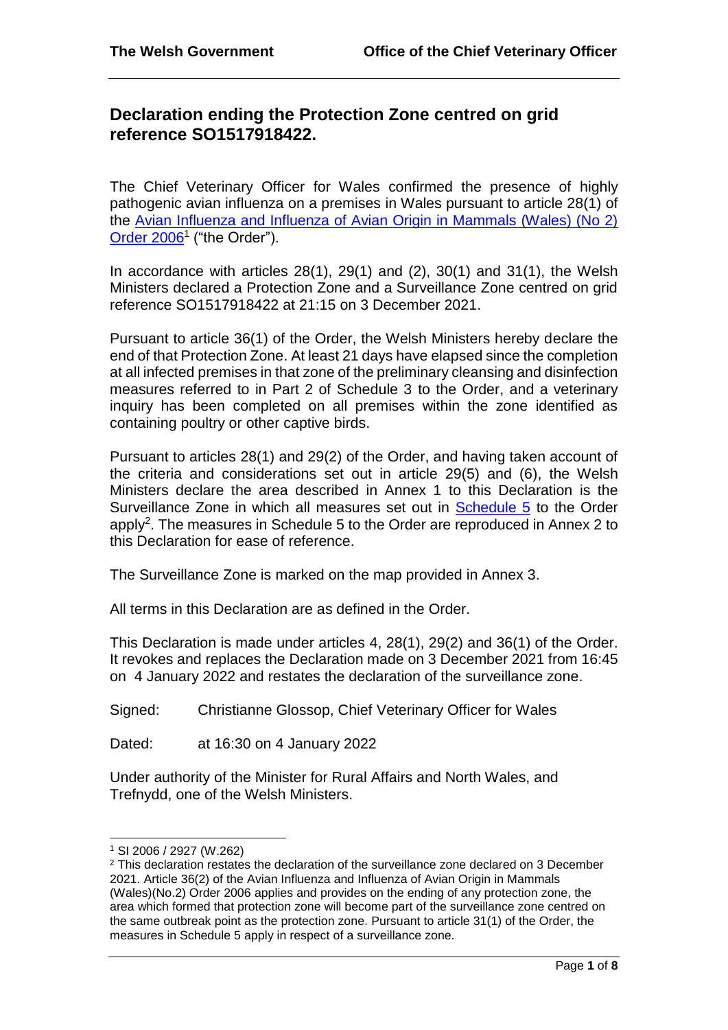**The Welsh Government** | **Office of the Chief Veterinary Officer**

# Declaration ending the Protection Zone centred on grid reference SO1517918422.

The Chief Veterinary Officer for Wales confirmed the presence of highly pathogenic avian influenza on a premises in Wales pursuant to article 28(1) of the [Avian Influenza and Influenza of Avian Origin in Mammals (Wales) (No 2) Order 2006][1] ("the Order").

In accordance with articles 28(1), 29(1) and (2), 30(1) and 31(1), the Welsh Ministers declared a Protection Zone and a Surveillance Zone centred on grid reference SO1517918422 at 21:15 on 3 December 2021.

Pursuant to article 36(1) of the Order, the Welsh Ministers hereby declare the end of that Protection Zone. At least 21 days have elapsed since the completion at all infected premises in that zone of the preliminary cleansing and disinfection measures referred to in Part 2 of Schedule 3 to the Order, and a veterinary inquiry has been completed on all premises within the zone identified as containing poultry or other captive birds.

Pursuant to articles 28(1) and 29(2) of the Order, and having taken account of the criteria and considerations set out in article 29(5) and (6), the Welsh Ministers declare the area described in Annex 1 to this Declaration is the Surveillance Zone in which all measures set out in [Schedule 5] to the Order apply[2]. The measures in Schedule 5 to the Order are reproduced in Annex 2 to this Declaration for ease of reference.

The Surveillance Zone is marked on the map provided in Annex 3.

All terms in this Declaration are as defined in the Order.

This Declaration is made under articles 4, 28(1), 29(2) and 36(1) of the Order. It revokes and replaces the Declaration made on 3 December 2021 from 16:45 on 4 January 2022 and restates the declaration of the surveillance zone.

Signed: Christianne Glossop, Chief Veterinary Officer for Wales

Dated: at 16:30 on 4 January 2022

Under authority of the Minister for Rural Affairs and North Wales, and Trefnydd, one of the Welsh Ministers.

---

[1] SI 2006 / 2927 (W.262)

[2] This declaration restates the declaration of the surveillance zone declared on 3 December 2021. Article 36(2) of the Avian Influenza and Influenza of Avian Origin in Mammals (Wales)(No.2) Order 2006 applies and provides on the ending of any protection zone, the area which formed that protection zone will become part of the surveillance zone centred on the same outbreak point as the protection zone. Pursuant to article 31(1) of the Order, the measures in Schedule 5 apply in respect of a surveillance zone.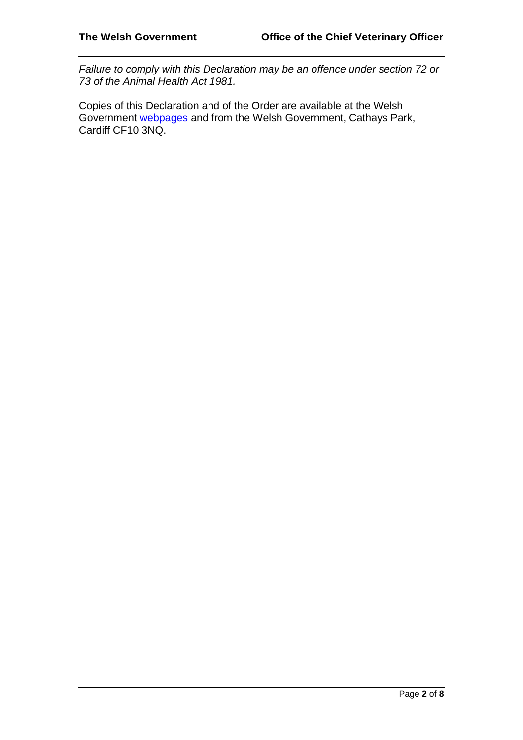*Failure to comply with this Declaration may be an offence under section 72 or 73 of the Animal Health Act 1981.*

Copies of this Declaration and of the Order are available at the Welsh Government webpages and from the Welsh Government, Cathays Park, Cardiff CF10 3NQ.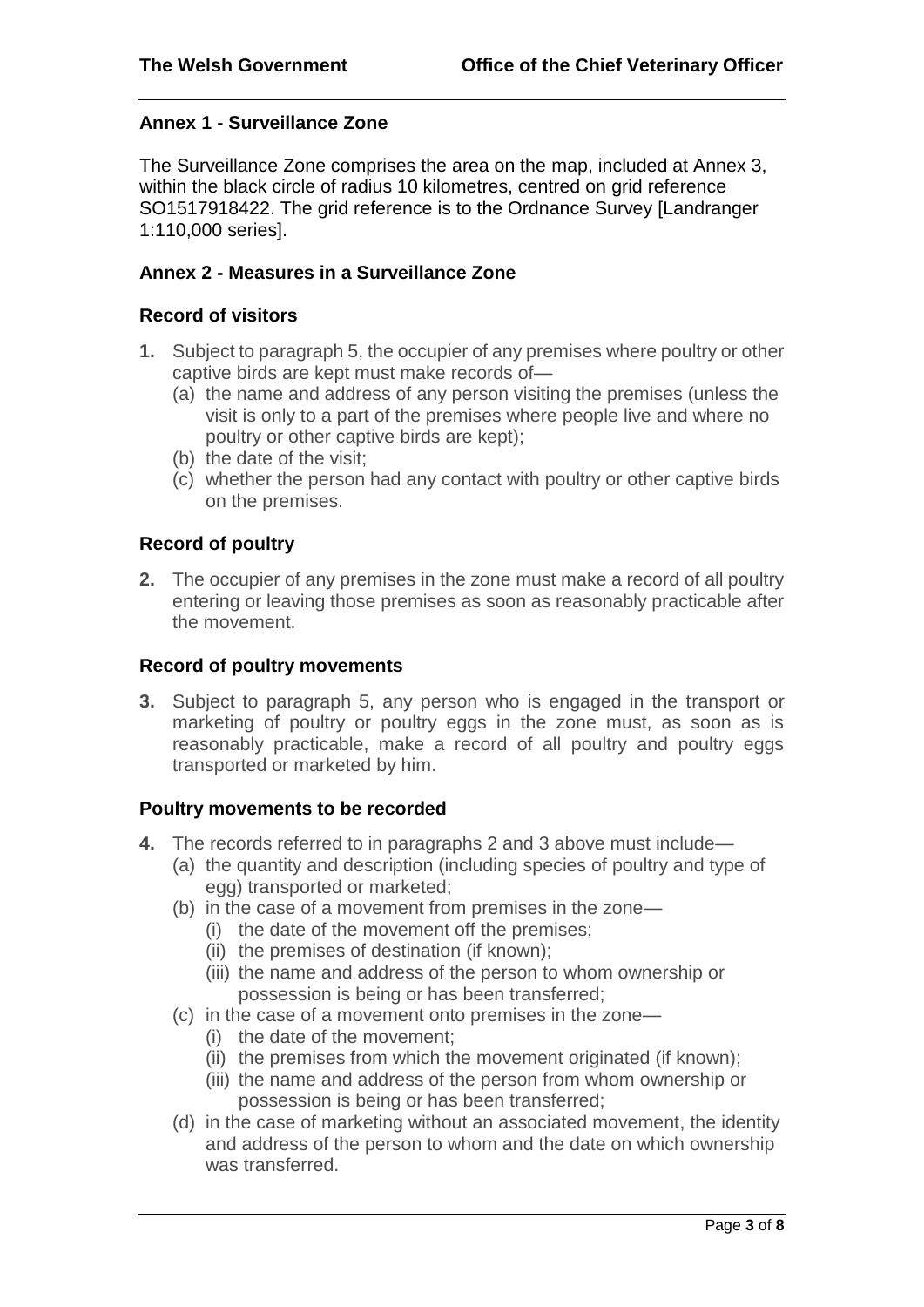## Annex 1 - Surveillance Zone

The Surveillance Zone comprises the area on the map, included at Annex 3, within the black circle of radius 10 kilometres, centred on grid reference SO1517918422. The grid reference is to the Ordnance Survey [Landranger 1:110,000 series].

## Annex 2 - Measures in a Surveillance Zone

### Record of visitors

**1.** Subject to paragraph 5, the occupier of any premises where poultry or other captive birds are kept must make records of—

- (a) the name and address of any person visiting the premises (unless the visit is only to a part of the premises where people live and where no poultry or other captive birds are kept);
- (b) the date of the visit;
- (c) whether the person had any contact with poultry or other captive birds on the premises.

### Record of poultry

**2.** The occupier of any premises in the zone must make a record of all poultry entering or leaving those premises as soon as reasonably practicable after the movement.

### Record of poultry movements

**3.** Subject to paragraph 5, any person who is engaged in the transport or marketing of poultry or poultry eggs in the zone must, as soon as is reasonably practicable, make a record of all poultry and poultry eggs transported or marketed by him.

### Poultry movements to be recorded

**4.** The records referred to in paragraphs 2 and 3 above must include—

- (a) the quantity and description (including species of poultry and type of egg) transported or marketed;
- (b) in the case of a movement from premises in the zone—
  - (i) the date of the movement off the premises;
  - (ii) the premises of destination (if known);
  - (iii) the name and address of the person to whom ownership or possession is being or has been transferred;
- (c) in the case of a movement onto premises in the zone—
  - (i) the date of the movement;
  - (ii) the premises from which the movement originated (if known);
  - (iii) the name and address of the person from whom ownership or possession is being or has been transferred;
- (d) in the case of marketing without an associated movement, the identity and address of the person to whom and the date on which ownership was transferred.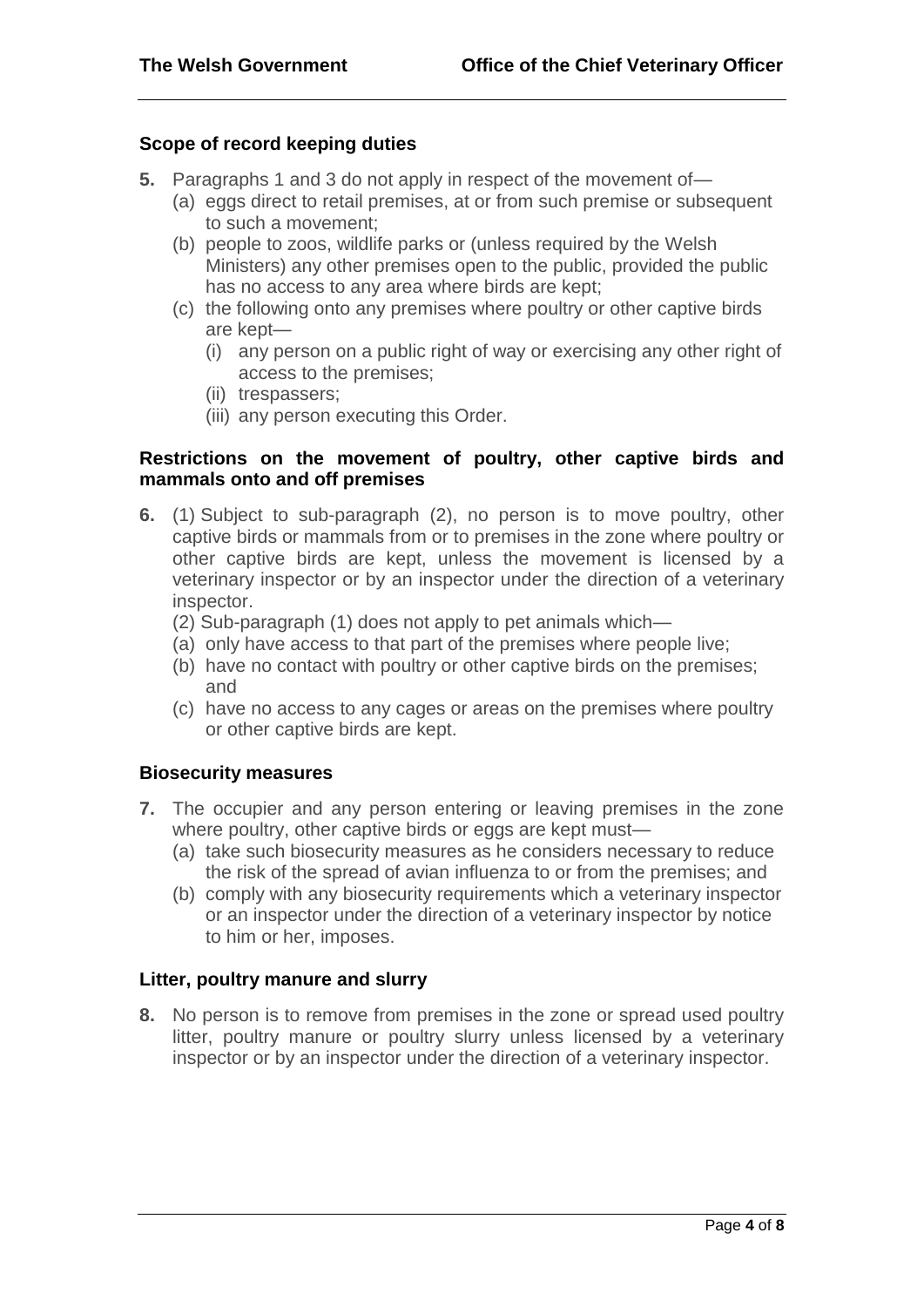### Scope of record keeping duties

**5.** Paragraphs 1 and 3 do not apply in respect of the movement of—

(a) eggs direct to retail premises, at or from such premise or subsequent to such a movement;

(b) people to zoos, wildlife parks or (unless required by the Welsh Ministers) any other premises open to the public, provided the public has no access to any area where birds are kept;

(c) the following onto any premises where poultry or other captive birds are kept—

  (i) any person on a public right of way or exercising any other right of access to the premises;

  (ii) trespassers;

  (iii) any person executing this Order.

### Restrictions on the movement of poultry, other captive birds and mammals onto and off premises

**6.** (1) Subject to sub-paragraph (2), no person is to move poultry, other captive birds or mammals from or to premises in the zone where poultry or other captive birds are kept, unless the movement is licensed by a veterinary inspector or by an inspector under the direction of a veterinary inspector.

(2) Sub-paragraph (1) does not apply to pet animals which—

(a) only have access to that part of the premises where people live;

(b) have no contact with poultry or other captive birds on the premises; and

(c) have no access to any cages or areas on the premises where poultry or other captive birds are kept.

### Biosecurity measures

**7.** The occupier and any person entering or leaving premises in the zone where poultry, other captive birds or eggs are kept must—

(a) take such biosecurity measures as he considers necessary to reduce the risk of the spread of avian influenza to or from the premises; and

(b) comply with any biosecurity requirements which a veterinary inspector or an inspector under the direction of a veterinary inspector by notice to him or her, imposes.

### Litter, poultry manure and slurry

**8.** No person is to remove from premises in the zone or spread used poultry litter, poultry manure or poultry slurry unless licensed by a veterinary inspector or by an inspector under the direction of a veterinary inspector.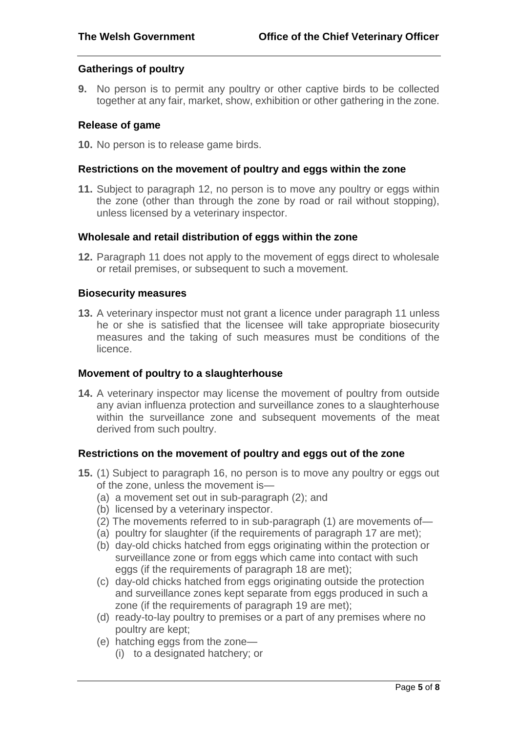### Gatherings of poultry

**9.** No person is to permit any poultry or other captive birds to be collected together at any fair, market, show, exhibition or other gathering in the zone.

### Release of game

**10.** No person is to release game birds.

### Restrictions on the movement of poultry and eggs within the zone

**11.** Subject to paragraph 12, no person is to move any poultry or eggs within the zone (other than through the zone by road or rail without stopping), unless licensed by a veterinary inspector.

### Wholesale and retail distribution of eggs within the zone

**12.** Paragraph 11 does not apply to the movement of eggs direct to wholesale or retail premises, or subsequent to such a movement.

### Biosecurity measures

**13.** A veterinary inspector must not grant a licence under paragraph 11 unless he or she is satisfied that the licensee will take appropriate biosecurity measures and the taking of such measures must be conditions of the licence.

### Movement of poultry to a slaughterhouse

**14.** A veterinary inspector may license the movement of poultry from outside any avian influenza protection and surveillance zones to a slaughterhouse within the surveillance zone and subsequent movements of the meat derived from such poultry.

### Restrictions on the movement of poultry and eggs out of the zone

**15.** (1) Subject to paragraph 16, no person is to move any poultry or eggs out of the zone, unless the movement is—

(a) a movement set out in sub-paragraph (2); and
(b) licensed by a veterinary inspector.

(2) The movements referred to in sub-paragraph (1) are movements of—

(a) poultry for slaughter (if the requirements of paragraph 17 are met);
(b) day-old chicks hatched from eggs originating within the protection or surveillance zone or from eggs which came into contact with such eggs (if the requirements of paragraph 18 are met);
(c) day-old chicks hatched from eggs originating outside the protection and surveillance zones kept separate from eggs produced in such a zone (if the requirements of paragraph 19 are met);
(d) ready-to-lay poultry to premises or a part of any premises where no poultry are kept;
(e) hatching eggs from the zone—
   (i) to a designated hatchery; or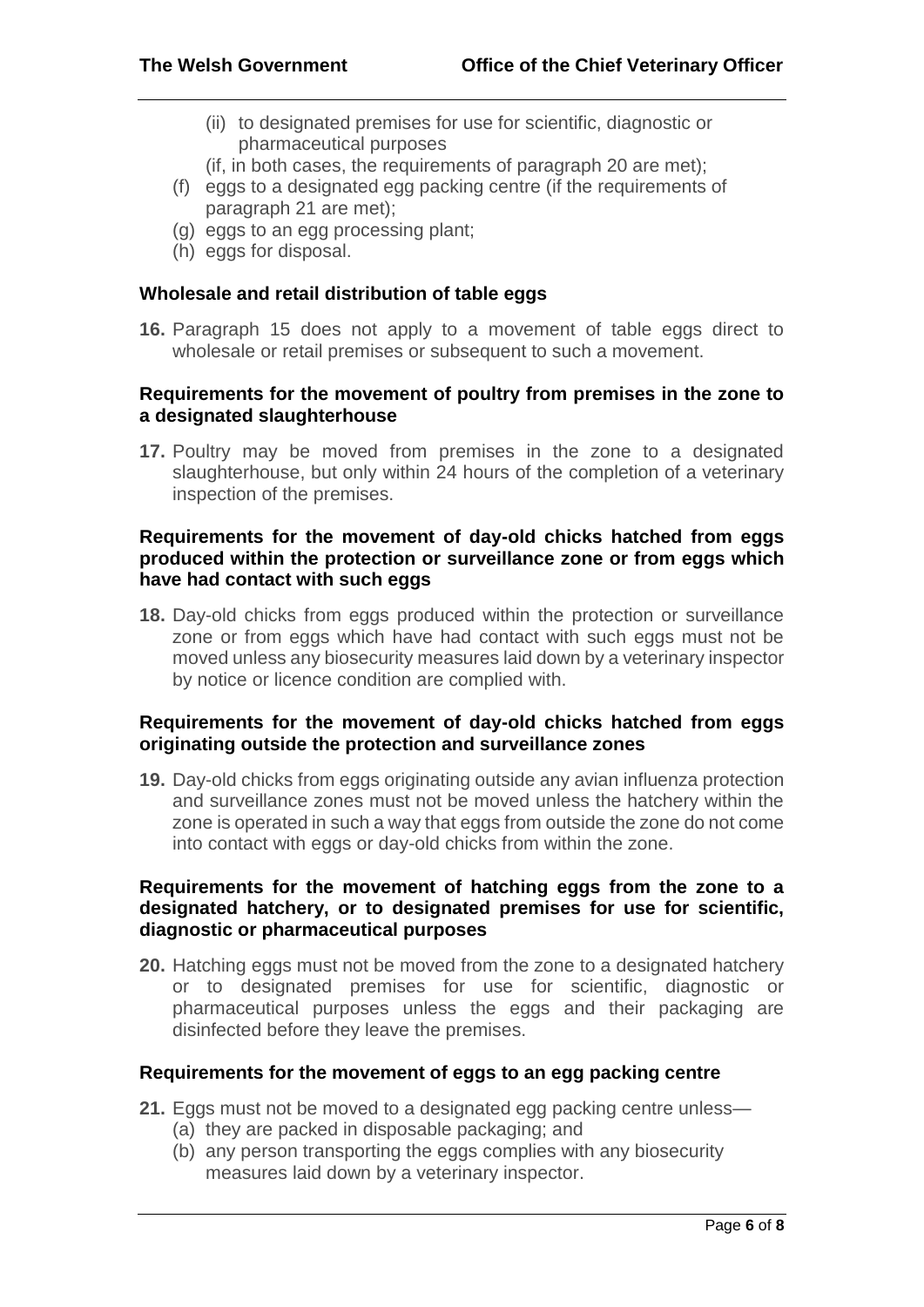(ii) to designated premises for use for scientific, diagnostic or pharmaceutical purposes

(if, in both cases, the requirements of paragraph 20 are met);

(f) eggs to a designated egg packing centre (if the requirements of paragraph 21 are met);

(g) eggs to an egg processing plant;

(h) eggs for disposal.

**Wholesale and retail distribution of table eggs**

**16.** Paragraph 15 does not apply to a movement of table eggs direct to wholesale or retail premises or subsequent to such a movement.

**Requirements for the movement of poultry from premises in the zone to a designated slaughterhouse**

**17.** Poultry may be moved from premises in the zone to a designated slaughterhouse, but only within 24 hours of the completion of a veterinary inspection of the premises.

**Requirements for the movement of day-old chicks hatched from eggs produced within the protection or surveillance zone or from eggs which have had contact with such eggs**

**18.** Day-old chicks from eggs produced within the protection or surveillance zone or from eggs which have had contact with such eggs must not be moved unless any biosecurity measures laid down by a veterinary inspector by notice or licence condition are complied with.

**Requirements for the movement of day-old chicks hatched from eggs originating outside the protection and surveillance zones**

**19.** Day-old chicks from eggs originating outside any avian influenza protection and surveillance zones must not be moved unless the hatchery within the zone is operated in such a way that eggs from outside the zone do not come into contact with eggs or day-old chicks from within the zone.

**Requirements for the movement of hatching eggs from the zone to a designated hatchery, or to designated premises for use for scientific, diagnostic or pharmaceutical purposes**

**20.** Hatching eggs must not be moved from the zone to a designated hatchery or to designated premises for use for scientific, diagnostic or pharmaceutical purposes unless the eggs and their packaging are disinfected before they leave the premises.

**Requirements for the movement of eggs to an egg packing centre**

**21.** Eggs must not be moved to a designated egg packing centre unless—

(a) they are packed in disposable packaging; and

(b) any person transporting the eggs complies with any biosecurity measures laid down by a veterinary inspector.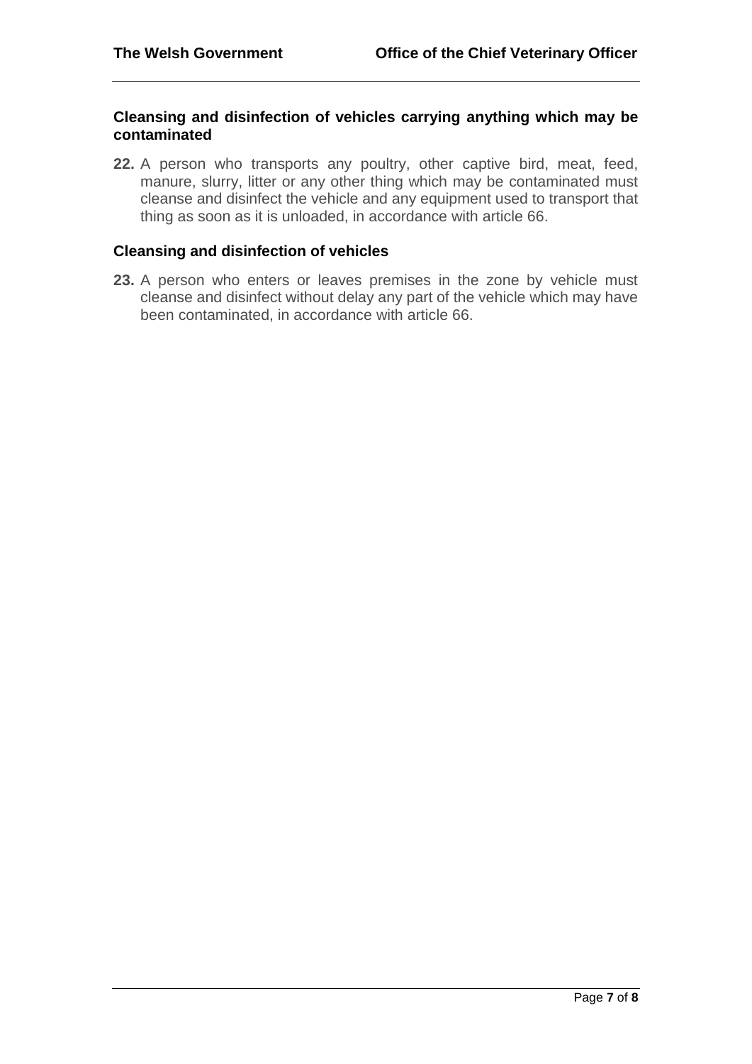### Cleansing and disinfection of vehicles carrying anything which may be contaminated

**22.** A person who transports any poultry, other captive bird, meat, feed, manure, slurry, litter or any other thing which may be contaminated must cleanse and disinfect the vehicle and any equipment used to transport that thing as soon as it is unloaded, in accordance with article 66.

### Cleansing and disinfection of vehicles

**23.** A person who enters or leaves premises in the zone by vehicle must cleanse and disinfect without delay any part of the vehicle which may have been contaminated, in accordance with article 66.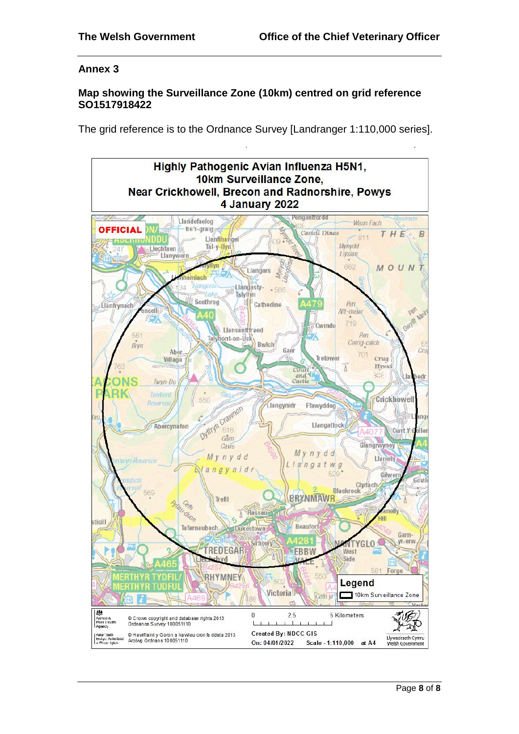## Annex 3

### Map showing the Surveillance Zone (10km) centred on grid reference SO1517918422

The grid reference is to the Ordnance Survey [Landranger 1:110,000 series].

Highly Pathogenic Avian Influenza H5N1,
10km Surveillance Zone,
Near Crickhowell, Brecon and Radnorshire, Powys
4 January 2022

OFFICIAL

Legend
10km Surveillance Zone

© Crown copyright and database rights 2013 Ordnance Survey 100051110

© Hawlfraint y Goron a hawliau cronfa ddata 2013 Arolwg Ordnans 100051110

0 2.5 5 Kilometers

Created By: NDCC GIS
On: 04/01/2022 Scale - 1:110,000 at A4

Llywodraeth Cymru
Welsh Government